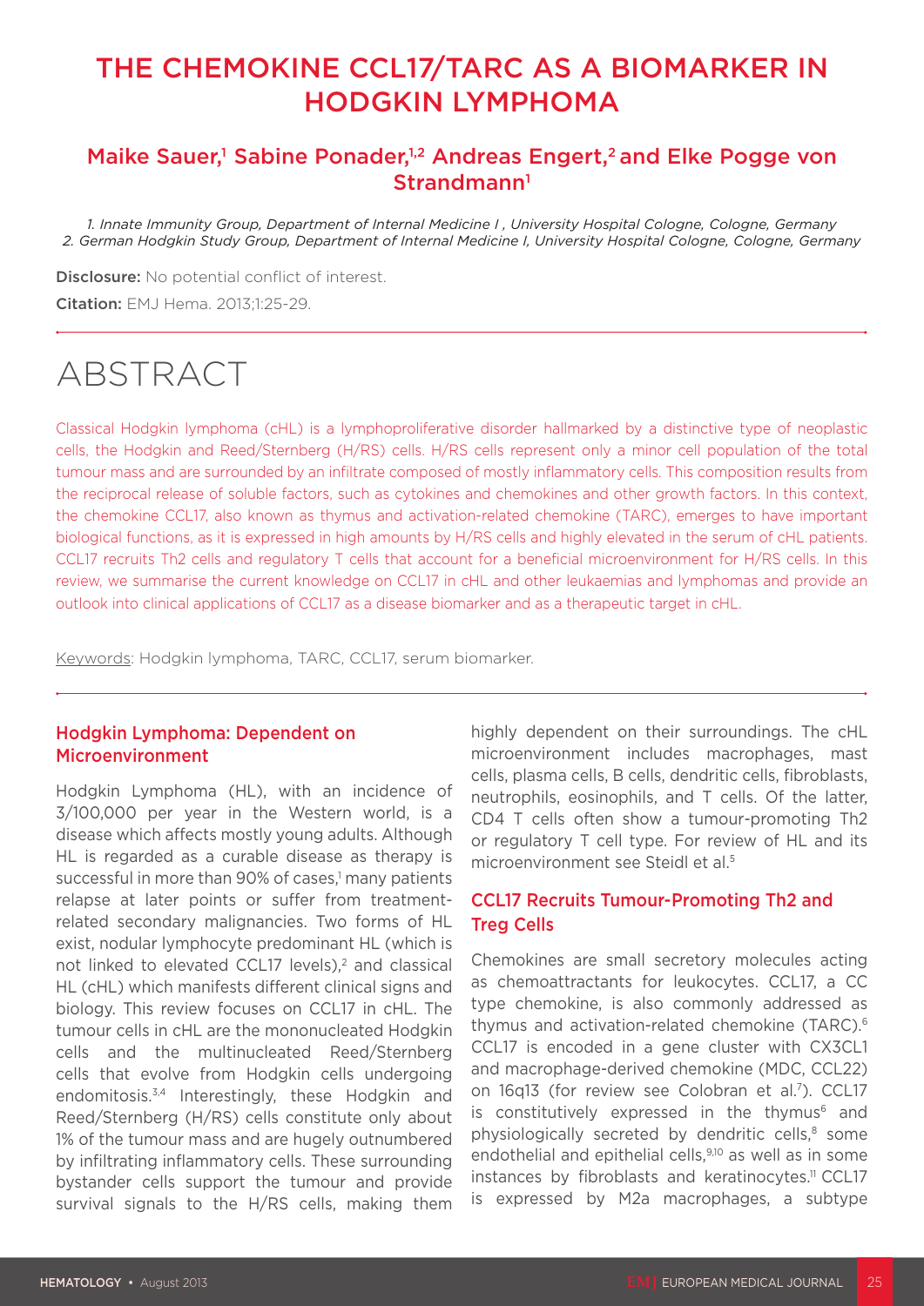# THE CHEMOKINE CCL17/TARC AS A BIOMARKER IN HODGKIN LYMPHOMA

## Maike Sauer,[1] Sabine Ponader,[1,2] Andreas Engert,[2] and Elke Pogge von Strandmann[1]

*1. Innate Immunity Group, Department of Internal Medicine I , University Hospital Cologne, Cologne, Germany*
*2. German Hodgkin Study Group, Department of Internal Medicine I, University Hospital Cologne, Cologne, Germany*

**Disclosure:** No potential conflict of interest.

**Citation:** EMJ Hema. 2013;1:25-29.

# ABSTRACT

Classical Hodgkin lymphoma (cHL) is a lymphoproliferative disorder hallmarked by a distinctive type of neoplastic cells, the Hodgkin and Reed/Sternberg (H/RS) cells. H/RS cells represent only a minor cell population of the total tumour mass and are surrounded by an infiltrate composed of mostly inflammatory cells. This composition results from the reciprocal release of soluble factors, such as cytokines and chemokines and other growth factors. In this context, the chemokine CCL17, also known as thymus and activation-related chemokine (TARC), emerges to have important biological functions, as it is expressed in high amounts by H/RS cells and highly elevated in the serum of cHL patients. CCL17 recruits Th2 cells and regulatory T cells that account for a beneficial microenvironment for H/RS cells. In this review, we summarise the current knowledge on CCL17 in cHL and other leukaemias and lymphomas and provide an outlook into clinical applications of CCL17 as a disease biomarker and as a therapeutic target in cHL.

Keywords: Hodgkin lymphoma, TARC, CCL17, serum biomarker.

## Hodgkin Lymphoma: Dependent on Microenvironment

Hodgkin Lymphoma (HL), with an incidence of 3/100,000 per year in the Western world, is a disease which affects mostly young adults. Although HL is regarded as a curable disease as therapy is successful in more than 90% of cases,[1] many patients relapse at later points or suffer from treatment-related secondary malignancies. Two forms of HL exist, nodular lymphocyte predominant HL (which is not linked to elevated CCL17 levels),[2] and classical HL (cHL) which manifests different clinical signs and biology. This review focuses on CCL17 in cHL. The tumour cells in cHL are the mononucleated Hodgkin cells and the multinucleated Reed/Sternberg cells that evolve from Hodgkin cells undergoing endomitosis.[3,4] Interestingly, these Hodgkin and Reed/Sternberg (H/RS) cells constitute only about 1% of the tumour mass and are hugely outnumbered by infiltrating inflammatory cells. These surrounding bystander cells support the tumour and provide survival signals to the H/RS cells, making them highly dependent on their surroundings. The cHL microenvironment includes macrophages, mast cells, plasma cells, B cells, dendritic cells, fibroblasts, neutrophils, eosinophils, and T cells. Of the latter, CD4 T cells often show a tumour-promoting Th2 or regulatory T cell type. For review of HL and its microenvironment see Steidl et al.[5]

## CCL17 Recruits Tumour-Promoting Th2 and Treg Cells

Chemokines are small secretory molecules acting as chemoattractants for leukocytes. CCL17, a CC type chemokine, is also commonly addressed as thymus and activation-related chemokine (TARC).[6] CCL17 is encoded in a gene cluster with CX3CL1 and macrophage-derived chemokine (MDC, CCL22) on 16q13 (for review see Colobran et al.[7]). CCL17 is constitutively expressed in the thymus[6] and physiologically secreted by dendritic cells,[8] some endothelial and epithelial cells,[9,10] as well as in some instances by fibroblasts and keratinocytes.[11] CCL17 is expressed by M2a macrophages, a subtype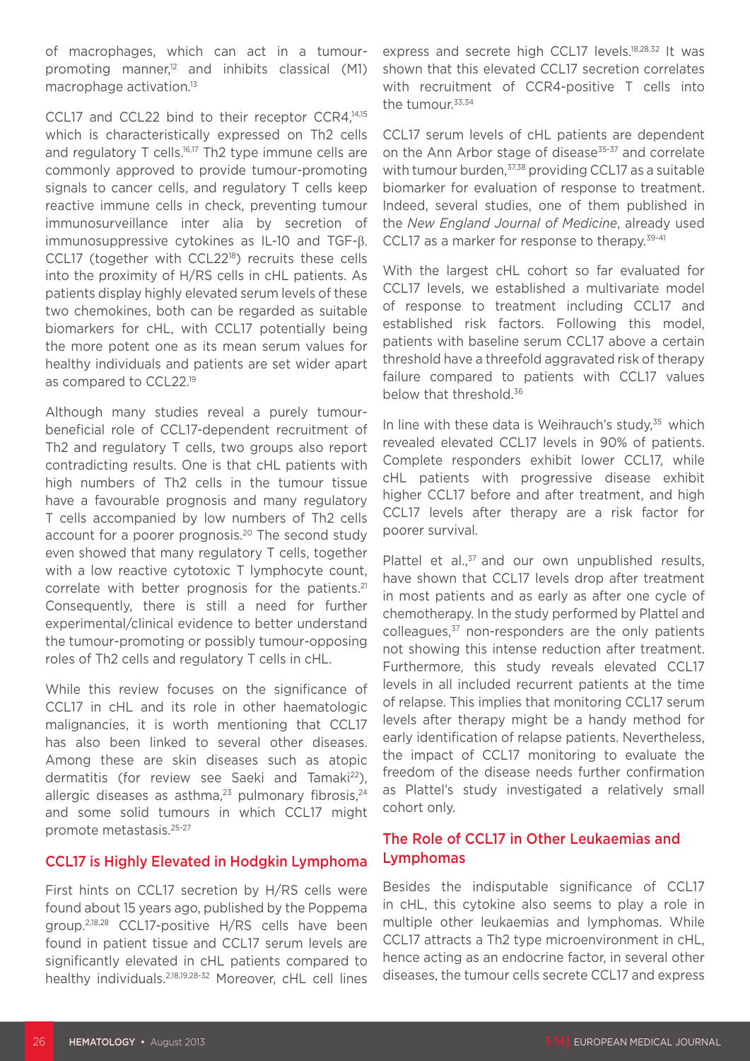of macrophages, which can act in a tumour-promoting manner,[12] and inhibits classical (M1) macrophage activation.[13]

CCL17 and CCL22 bind to their receptor CCR4,[14,15] which is characteristically expressed on Th2 cells and regulatory T cells.[16,17] Th2 type immune cells are commonly approved to provide tumour-promoting signals to cancer cells, and regulatory T cells keep reactive immune cells in check, preventing tumour immunosurveillance inter alia by secretion of immunosuppressive cytokines as IL-10 and TGF-β. CCL17 (together with CCL22[18]) recruits these cells into the proximity of H/RS cells in cHL patients. As patients display highly elevated serum levels of these two chemokines, both can be regarded as suitable biomarkers for cHL, with CCL17 potentially being the more potent one as its mean serum values for healthy individuals and patients are set wider apart as compared to CCL22.[19]

Although many studies reveal a purely tumour-beneficial role of CCL17-dependent recruitment of Th2 and regulatory T cells, two groups also report contradicting results. One is that cHL patients with high numbers of Th2 cells in the tumour tissue have a favourable prognosis and many regulatory T cells accompanied by low numbers of Th2 cells account for a poorer prognosis.[20] The second study even showed that many regulatory T cells, together with a low reactive cytotoxic T lymphocyte count, correlate with better prognosis for the patients.[21] Consequently, there is still a need for further experimental/clinical evidence to better understand the tumour-promoting or possibly tumour-opposing roles of Th2 cells and regulatory T cells in cHL.

While this review focuses on the significance of CCL17 in cHL and its role in other haematologic malignancies, it is worth mentioning that CCL17 has also been linked to several other diseases. Among these are skin diseases such as atopic dermatitis (for review see Saeki and Tamaki[22]), allergic diseases as asthma,[23] pulmonary fibrosis,[24] and some solid tumours in which CCL17 might promote metastasis.[25-27]

## CCL17 is Highly Elevated in Hodgkin Lymphoma

First hints on CCL17 secretion by H/RS cells were found about 15 years ago, published by the Poppema group.[2,18,28] CCL17-positive H/RS cells have been found in patient tissue and CCL17 serum levels are significantly elevated in cHL patients compared to healthy individuals.[2,18,19,28-32] Moreover, cHL cell lines express and secrete high CCL17 levels.[18,28,32] It was shown that this elevated CCL17 secretion correlates with recruitment of CCR4-positive T cells into the tumour.[33,34]

CCL17 serum levels of cHL patients are dependent on the Ann Arbor stage of disease[35-37] and correlate with tumour burden,[37,38] providing CCL17 as a suitable biomarker for evaluation of response to treatment. Indeed, several studies, one of them published in the *New England Journal of Medicine*, already used CCL17 as a marker for response to therapy.[39-41]

With the largest cHL cohort so far evaluated for CCL17 levels, we established a multivariate model of response to treatment including CCL17 and established risk factors. Following this model, patients with baseline serum CCL17 above a certain threshold have a threefold aggravated risk of therapy failure compared to patients with CCL17 values below that threshold.[36]

In line with these data is Weihrauch's study,[35] which revealed elevated CCL17 levels in 90% of patients. Complete responders exhibit lower CCL17, while cHL patients with progressive disease exhibit higher CCL17 before and after treatment, and high CCL17 levels after therapy are a risk factor for poorer survival.

Plattel et al.,[37] and our own unpublished results, have shown that CCL17 levels drop after treatment in most patients and as early as after one cycle of chemotherapy. In the study performed by Plattel and colleagues,[37] non-responders are the only patients not showing this intense reduction after treatment. Furthermore, this study reveals elevated CCL17 levels in all included recurrent patients at the time of relapse. This implies that monitoring CCL17 serum levels after therapy might be a handy method for early identification of relapse patients. Nevertheless, the impact of CCL17 monitoring to evaluate the freedom of the disease needs further confirmation as Plattel's study investigated a relatively small cohort only.

## The Role of CCL17 in Other Leukaemias and Lymphomas

Besides the indisputable significance of CCL17 in cHL, this cytokine also seems to play a role in multiple other leukaemias and lymphomas. While CCL17 attracts a Th2 type microenvironment in cHL, hence acting as an endocrine factor, in several other diseases, the tumour cells secrete CCL17 and express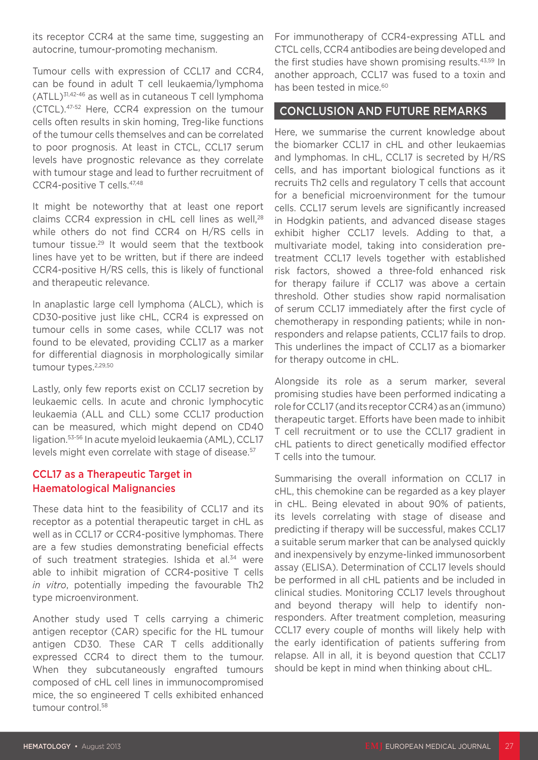its receptor CCR4 at the same time, suggesting an autocrine, tumour-promoting mechanism.

Tumour cells with expression of CCL17 and CCR4, can be found in adult T cell leukaemia/lymphoma (ATLL)[31,42-46] as well as in cutaneous T cell lymphoma (CTCL).[47-52] Here, CCR4 expression on the tumour cells often results in skin homing, Treg-like functions of the tumour cells themselves and can be correlated to poor prognosis. At least in CTCL, CCL17 serum levels have prognostic relevance as they correlate with tumour stage and lead to further recruitment of CCR4-positive T cells.[47,48]

It might be noteworthy that at least one report claims CCR4 expression in cHL cell lines as well,[28] while others do not find CCR4 on H/RS cells in tumour tissue.[29] It would seem that the textbook lines have yet to be written, but if there are indeed CCR4-positive H/RS cells, this is likely of functional and therapeutic relevance.

In anaplastic large cell lymphoma (ALCL), which is CD30-positive just like cHL, CCR4 is expressed on tumour cells in some cases, while CCL17 was not found to be elevated, providing CCL17 as a marker for differential diagnosis in morphologically similar tumour types.[2,29,50]

Lastly, only few reports exist on CCL17 secretion by leukaemic cells. In acute and chronic lymphocytic leukaemia (ALL and CLL) some CCL17 production can be measured, which might depend on CD40 ligation.[53-56] In acute myeloid leukaemia (AML), CCL17 levels might even correlate with stage of disease.[57]

### CCL17 as a Therapeutic Target in Haematological Malignancies

These data hint to the feasibility of CCL17 and its receptor as a potential therapeutic target in cHL as well as in CCL17 or CCR4-positive lymphomas. There are a few studies demonstrating beneficial effects of such treatment strategies. Ishida et al.[34] were able to inhibit migration of CCR4-positive T cells *in vitro*, potentially impeding the favourable Th2 type microenvironment.

Another study used T cells carrying a chimeric antigen receptor (CAR) specific for the HL tumour antigen CD30. These CAR T cells additionally expressed CCR4 to direct them to the tumour. When they subcutaneously engrafted tumours composed of cHL cell lines in immunocompromised mice, the so engineered T cells exhibited enhanced tumour control.[58]

For immunotherapy of CCR4-expressing ATLL and CTCL cells, CCR4 antibodies are being developed and the first studies have shown promising results.[43,59] In another approach, CCL17 was fused to a toxin and has been tested in mice.[60]

## CONCLUSION AND FUTURE REMARKS

Here, we summarise the current knowledge about the biomarker CCL17 in cHL and other leukaemias and lymphomas. In cHL, CCL17 is secreted by H/RS cells, and has important biological functions as it recruits Th2 cells and regulatory T cells that account for a beneficial microenvironment for the tumour cells. CCL17 serum levels are significantly increased in Hodgkin patients, and advanced disease stages exhibit higher CCL17 levels. Adding to that, a multivariate model, taking into consideration pre-treatment CCL17 levels together with established risk factors, showed a three-fold enhanced risk for therapy failure if CCL17 was above a certain threshold. Other studies show rapid normalisation of serum CCL17 immediately after the first cycle of chemotherapy in responding patients; while in non-responders and relapse patients, CCL17 fails to drop. This underlines the impact of CCL17 as a biomarker for therapy outcome in cHL.

Alongside its role as a serum marker, several promising studies have been performed indicating a role for CCL17 (and its receptor CCR4) as an (immuno) therapeutic target. Efforts have been made to inhibit T cell recruitment or to use the CCL17 gradient in cHL patients to direct genetically modified effector T cells into the tumour.

Summarising the overall information on CCL17 in cHL, this chemokine can be regarded as a key player in cHL. Being elevated in about 90% of patients, its levels correlating with stage of disease and predicting if therapy will be successful, makes CCL17 a suitable serum marker that can be analysed quickly and inexpensively by enzyme-linked immunosorbent assay (ELISA). Determination of CCL17 levels should be performed in all cHL patients and be included in clinical studies. Monitoring CCL17 levels throughout and beyond therapy will help to identify non-responders. After treatment completion, measuring CCL17 every couple of months will likely help with the early identification of patients suffering from relapse. All in all, it is beyond question that CCL17 should be kept in mind when thinking about cHL.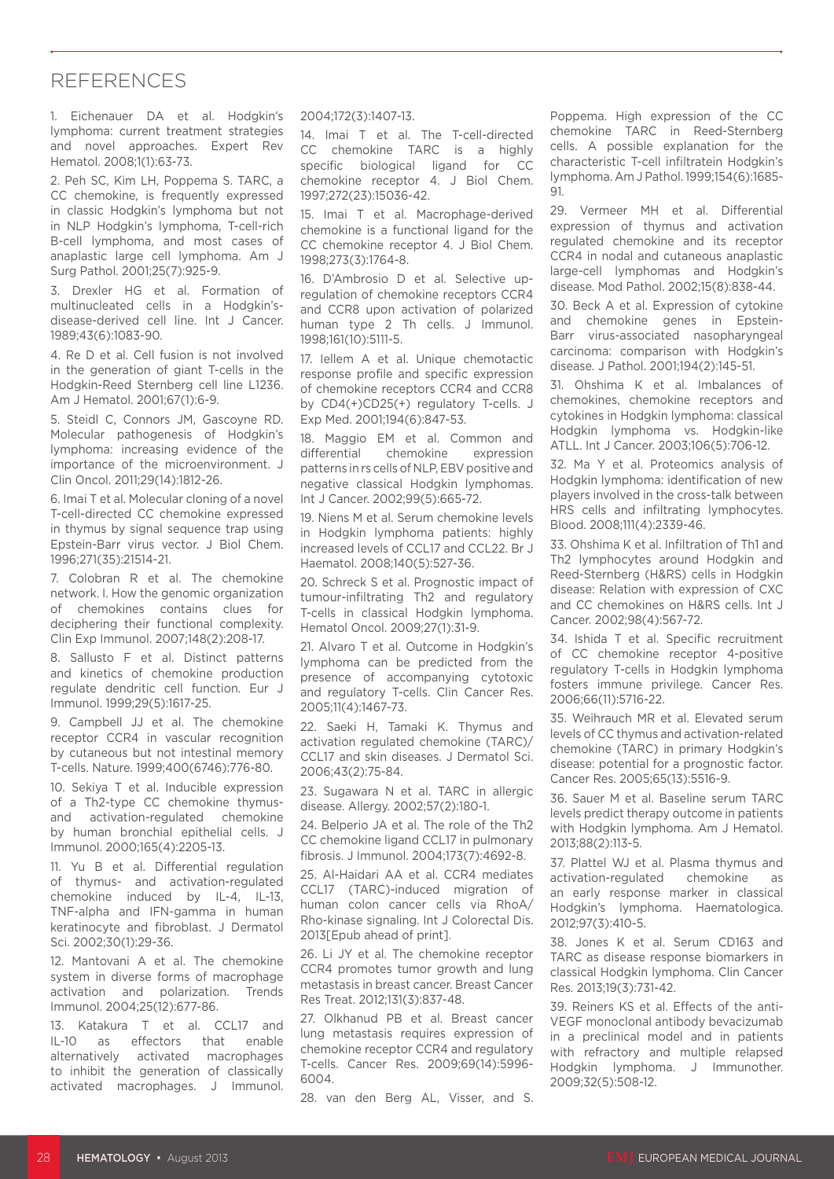# REFERENCES

1. Eichenauer DA et al. Hodgkin's lymphoma: current treatment strategies and novel approaches. Expert Rev Hematol. 2008;1(1):63-73.

2. Peh SC, Kim LH, Poppema S. TARC, a CC chemokine, is frequently expressed in classic Hodgkin's lymphoma but not in NLP Hodgkin's lymphoma, T-cell-rich B-cell lymphoma, and most cases of anaplastic large cell lymphoma. Am J Surg Pathol. 2001;25(7):925-9.

3. Drexler HG et al. Formation of multinucleated cells in a Hodgkin's-disease-derived cell line. Int J Cancer. 1989;43(6):1083-90.

4. Re D et al. Cell fusion is not involved in the generation of giant T-cells in the Hodgkin-Reed Sternberg cell line L1236. Am J Hematol. 2001;67(1):6-9.

5. Steidl C, Connors JM, Gascoyne RD. Molecular pathogenesis of Hodgkin's lymphoma: increasing evidence of the importance of the microenvironment. J Clin Oncol. 2011;29(14):1812-26.

6. Imai T et al. Molecular cloning of a novel T-cell-directed CC chemokine expressed in thymus by signal sequence trap using Epstein-Barr virus vector. J Biol Chem. 1996;271(35):21514-21.

7. Colobran R et al. The chemokine network. I. How the genomic organization of chemokines contains clues for deciphering their functional complexity. Clin Exp Immunol. 2007;148(2):208-17.

8. Sallusto F et al. Distinct patterns and kinetics of chemokine production regulate dendritic cell function. Eur J Immunol. 1999;29(5):1617-25.

9. Campbell JJ et al. The chemokine receptor CCR4 in vascular recognition by cutaneous but not intestinal memory T-cells. Nature. 1999;400(6746):776-80.

10. Sekiya T et al. Inducible expression of a Th2-type CC chemokine thymus-and activation-regulated chemokine by human bronchial epithelial cells. J Immunol. 2000;165(4):2205-13.

11. Yu B et al. Differential regulation of thymus- and activation-regulated chemokine induced by IL-4, IL-13, TNF-alpha and IFN-gamma in human keratinocyte and fibroblast. J Dermatol Sci. 2002;30(1):29-36.

12. Mantovani A et al. The chemokine system in diverse forms of macrophage activation and polarization. Trends Immunol. 2004;25(12):677-86.

13. Katakura T et al. CCL17 and IL-10 as effectors that enable alternatively activated macrophages to inhibit the generation of classically activated macrophages. J Immunol. 2004;172(3):1407-13.

14. Imai T et al. The T-cell-directed CC chemokine TARC is a highly specific biological ligand for CC chemokine receptor 4. J Biol Chem. 1997;272(23):15036-42.

15. Imai T et al. Macrophage-derived chemokine is a functional ligand for the CC chemokine receptor 4. J Biol Chem. 1998;273(3):1764-8.

16. D'Ambrosio D et al. Selective up-regulation of chemokine receptors CCR4 and CCR8 upon activation of polarized human type 2 Th cells. J Immunol. 1998;161(10):5111-5.

17. Iellem A et al. Unique chemotactic response profile and specific expression of chemokine receptors CCR4 and CCR8 by CD4(+)CD25(+) regulatory T-cells. J Exp Med. 2001;194(6):847-53.

18. Maggio EM et al. Common and differential chemokine expression patterns in rs cells of NLP, EBV positive and negative classical Hodgkin lymphomas. Int J Cancer. 2002;99(5):665-72.

19. Niens M et al. Serum chemokine levels in Hodgkin lymphoma patients: highly increased levels of CCL17 and CCL22. Br J Haematol. 2008;140(5):527-36.

20. Schreck S et al. Prognostic impact of tumour-infiltrating Th2 and regulatory T-cells in classical Hodgkin lymphoma. Hematol Oncol. 2009;27(1):31-9.

21. Alvaro T et al. Outcome in Hodgkin's lymphoma can be predicted from the presence of accompanying cytotoxic and regulatory T-cells. Clin Cancer Res. 2005;11(4):1467-73.

22. Saeki H, Tamaki K. Thymus and activation regulated chemokine (TARC)/CCL17 and skin diseases. J Dermatol Sci. 2006;43(2):75-84.

23. Sugawara N et al. TARC in allergic disease. Allergy. 2002;57(2):180-1.

24. Belperio JA et al. The role of the Th2 CC chemokine ligand CCL17 in pulmonary fibrosis. J Immunol. 2004;173(7):4692-8.

25. Al-Haidari AA et al. CCR4 mediates CCL17 (TARC)-induced migration of human colon cancer cells via RhoA/Rho-kinase signaling. Int J Colorectal Dis. 2013[Epub ahead of print].

26. Li JY et al. The chemokine receptor CCR4 promotes tumor growth and lung metastasis in breast cancer. Breast Cancer Res Treat. 2012;131(3):837-48.

27. Olkhanud PB et al. Breast cancer lung metastasis requires expression of chemokine receptor CCR4 and regulatory T-cells. Cancer Res. 2009;69(14):5996-6004.

28. van den Berg AL, Visser, and S. Poppema. High expression of the CC chemokine TARC in Reed-Sternberg cells. A possible explanation for the characteristic T-cell infiltratein Hodgkin's lymphoma. Am J Pathol. 1999;154(6):1685-91.

29. Vermeer MH et al. Differential expression of thymus and activation regulated chemokine and its receptor CCR4 in nodal and cutaneous anaplastic large-cell lymphomas and Hodgkin's disease. Mod Pathol. 2002;15(8):838-44.

30. Beck A et al. Expression of cytokine and chemokine genes in Epstein-Barr virus-associated nasopharyngeal carcinoma: comparison with Hodgkin's disease. J Pathol. 2001;194(2):145-51.

31. Ohshima K et al. Imbalances of chemokines, chemokine receptors and cytokines in Hodgkin lymphoma: classical Hodgkin lymphoma vs. Hodgkin-like ATLL. Int J Cancer. 2003;106(5):706-12.

32. Ma Y et al. Proteomics analysis of Hodgkin lymphoma: identification of new players involved in the cross-talk between HRS cells and infiltrating lymphocytes. Blood. 2008;111(4):2339-46.

33. Ohshima K et al. Infiltration of Th1 and Th2 lymphocytes around Hodgkin and Reed-Sternberg (H&RS) cells in Hodgkin disease: Relation with expression of CXC and CC chemokines on H&RS cells. Int J Cancer. 2002;98(4):567-72.

34. Ishida T et al. Specific recruitment of CC chemokine receptor 4-positive regulatory T-cells in Hodgkin lymphoma fosters immune privilege. Cancer Res. 2006;66(11):5716-22.

35. Weihrauch MR et al. Elevated serum levels of CC thymus and activation-related chemokine (TARC) in primary Hodgkin's disease: potential for a prognostic factor. Cancer Res. 2005;65(13):5516-9.

36. Sauer M et al. Baseline serum TARC levels predict therapy outcome in patients with Hodgkin lymphoma. Am J Hematol. 2013;88(2):113-5.

37. Plattel WJ et al. Plasma thymus and activation-regulated chemokine as an early response marker in classical Hodgkin's lymphoma. Haematologica. 2012;97(3):410-5.

38. Jones K et al. Serum CD163 and TARC as disease response biomarkers in classical Hodgkin lymphoma. Clin Cancer Res. 2013;19(3):731-42.

39. Reiners KS et al. Effects of the anti-VEGF monoclonal antibody bevacizumab in a preclinical model and in patients with refractory and multiple relapsed Hodgkin lymphoma. J Immunother. 2009;32(5):508-12.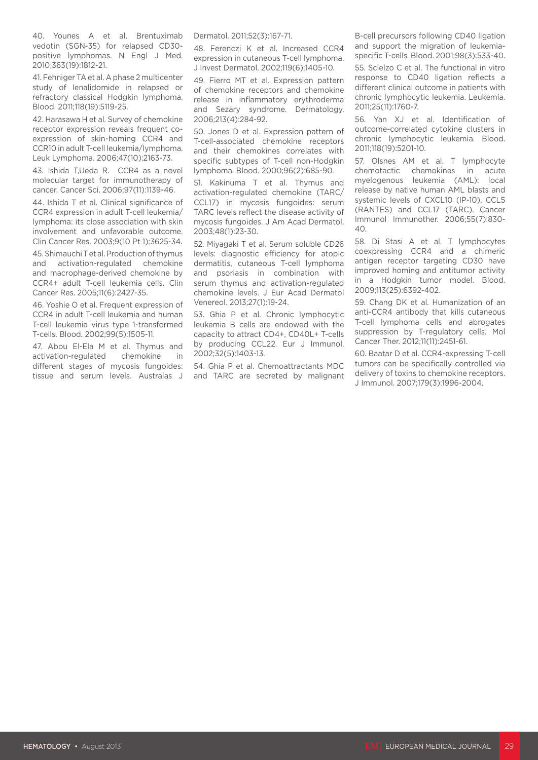40. Younes A et al. Brentuximab vedotin (SGN-35) for relapsed CD30-positive lymphomas. N Engl J Med. 2010;363(19):1812-21.

41. Fehniger TA et al. A phase 2 multicenter study of lenalidomide in relapsed or refractory classical Hodgkin lymphoma. Blood. 2011;118(19):5119-25.

42. Harasawa H et al. Survey of chemokine receptor expression reveals frequent co-expression of skin-homing CCR4 and CCR10 in adult T-cell leukemia/lymphoma. Leuk Lymphoma. 2006;47(10):2163-73.

43. Ishida T,Ueda R. CCR4 as a novel molecular target for immunotherapy of cancer. Cancer Sci. 2006;97(11):1139-46.

44. Ishida T et al. Clinical significance of CCR4 expression in adult T-cell leukemia/lymphoma: its close association with skin involvement and unfavorable outcome. Clin Cancer Res. 2003;9(10 Pt 1):3625-34.

45. Shimauchi T et al. Production of thymus and activation-regulated chemokine and macrophage-derived chemokine by CCR4+ adult T-cell leukemia cells. Clin Cancer Res. 2005;11(6):2427-35.

46. Yoshie O et al. Frequent expression of CCR4 in adult T-cell leukemia and human T-cell leukemia virus type 1-transformed T-cells. Blood. 2002;99(5):1505-11.

47. Abou El-Ela M et al. Thymus and activation-regulated chemokine in different stages of mycosis fungoides: tissue and serum levels. Australas J Dermatol. 2011;52(3):167-71.

48. Ferenczi K et al. Increased CCR4 expression in cutaneous T-cell lymphoma. J Invest Dermatol. 2002;119(6):1405-10.

49. Fierro MT et al. Expression pattern of chemokine receptors and chemokine release in inflammatory erythroderma and Sezary syndrome. Dermatology. 2006;213(4):284-92.

50. Jones D et al. Expression pattern of T-cell-associated chemokine receptors and their chemokines correlates with specific subtypes of T-cell non-Hodgkin lymphoma. Blood. 2000;96(2):685-90.

51. Kakinuma T et al. Thymus and activation-regulated chemokine (TARC/CCL17) in mycosis fungoides: serum TARC levels reflect the disease activity of mycosis fungoides. J Am Acad Dermatol. 2003;48(1):23-30.

52. Miyagaki T et al. Serum soluble CD26 levels: diagnostic efficiency for atopic dermatitis, cutaneous T-cell lymphoma and psoriasis in combination with serum thymus and activation-regulated chemokine levels. J Eur Acad Dermatol Venereol. 2013;27(1):19-24.

53. Ghia P et al. Chronic lymphocytic leukemia B cells are endowed with the capacity to attract CD4+, CD40L+ T-cells by producing CCL22. Eur J Immunol. 2002;32(5):1403-13.

54. Ghia P et al. Chemoattractants MDC and TARC are secreted by malignant B-cell precursors following CD40 ligation and support the migration of leukemia-specific T-cells. Blood. 2001;98(3):533-40.

55. Scielzo C et al. The functional in vitro response to CD40 ligation reflects a different clinical outcome in patients with chronic lymphocytic leukemia. Leukemia. 2011;25(11):1760-7.

56. Yan XJ et al. Identification of outcome-correlated cytokine clusters in chronic lymphocytic leukemia. Blood. 2011;118(19):5201-10.

57. Olsnes AM et al. T lymphocyte chemotactic chemokines in acute myelogenous leukemia (AML): local release by native human AML blasts and systemic levels of CXCL10 (IP-10), CCL5 (RANTES) and CCL17 (TARC). Cancer Immunol Immunother. 2006;55(7):830-40.

58. Di Stasi A et al. T lymphocytes coexpressing CCR4 and a chimeric antigen receptor targeting CD30 have improved homing and antitumor activity in a Hodgkin tumor model. Blood. 2009;113(25):6392-402.

59. Chang DK et al. Humanization of an anti-CCR4 antibody that kills cutaneous T-cell lymphoma cells and abrogates suppression by T-regulatory cells. Mol Cancer Ther. 2012;11(11):2451-61.

60. Baatar D et al. CCR4-expressing T-cell tumors can be specifically controlled via delivery of toxins to chemokine receptors. J Immunol. 2007;179(3):1996-2004.